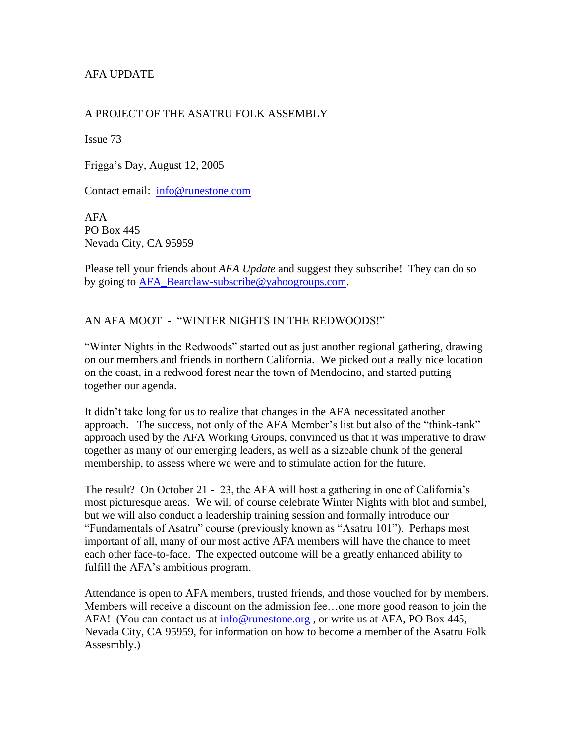AFA UPDATE

A PROJECT OF THE ASATRU FOLK ASSEMBLY

Issue 73

Frigga's Day, August 12, 2005

Contact email: info@runestone.com

AFA
PO Box 445
Nevada City, CA 95959

Please tell your friends about *AFA Update* and suggest they subscribe! They can do so by going to AFA_Bearclaw-subscribe@yahoogroups.com.

## AN AFA MOOT - "WINTER NIGHTS IN THE REDWOODS!"

"Winter Nights in the Redwoods" started out as just another regional gathering, drawing on our members and friends in northern California. We picked out a really nice location on the coast, in a redwood forest near the town of Mendocino, and started putting together our agenda.

It didn't take long for us to realize that changes in the AFA necessitated another approach. The success, not only of the AFA Member's list but also of the "think-tank" approach used by the AFA Working Groups, convinced us that it was imperative to draw together as many of our emerging leaders, as well as a sizeable chunk of the general membership, to assess where we were and to stimulate action for the future.

The result? On October 21 - 23, the AFA will host a gathering in one of California's most picturesque areas. We will of course celebrate Winter Nights with blot and sumbel, but we will also conduct a leadership training session and formally introduce our "Fundamentals of Asatru" course (previously known as "Asatru 101"). Perhaps most important of all, many of our most active AFA members will have the chance to meet each other face-to-face. The expected outcome will be a greatly enhanced ability to fulfill the AFA's ambitious program.

Attendance is open to AFA members, trusted friends, and those vouched for by members. Members will receive a discount on the admission fee…one more good reason to join the AFA! (You can contact us at info@runestone.org , or write us at AFA, PO Box 445, Nevada City, CA 95959, for information on how to become a member of the Asatru Folk Assesmbly.)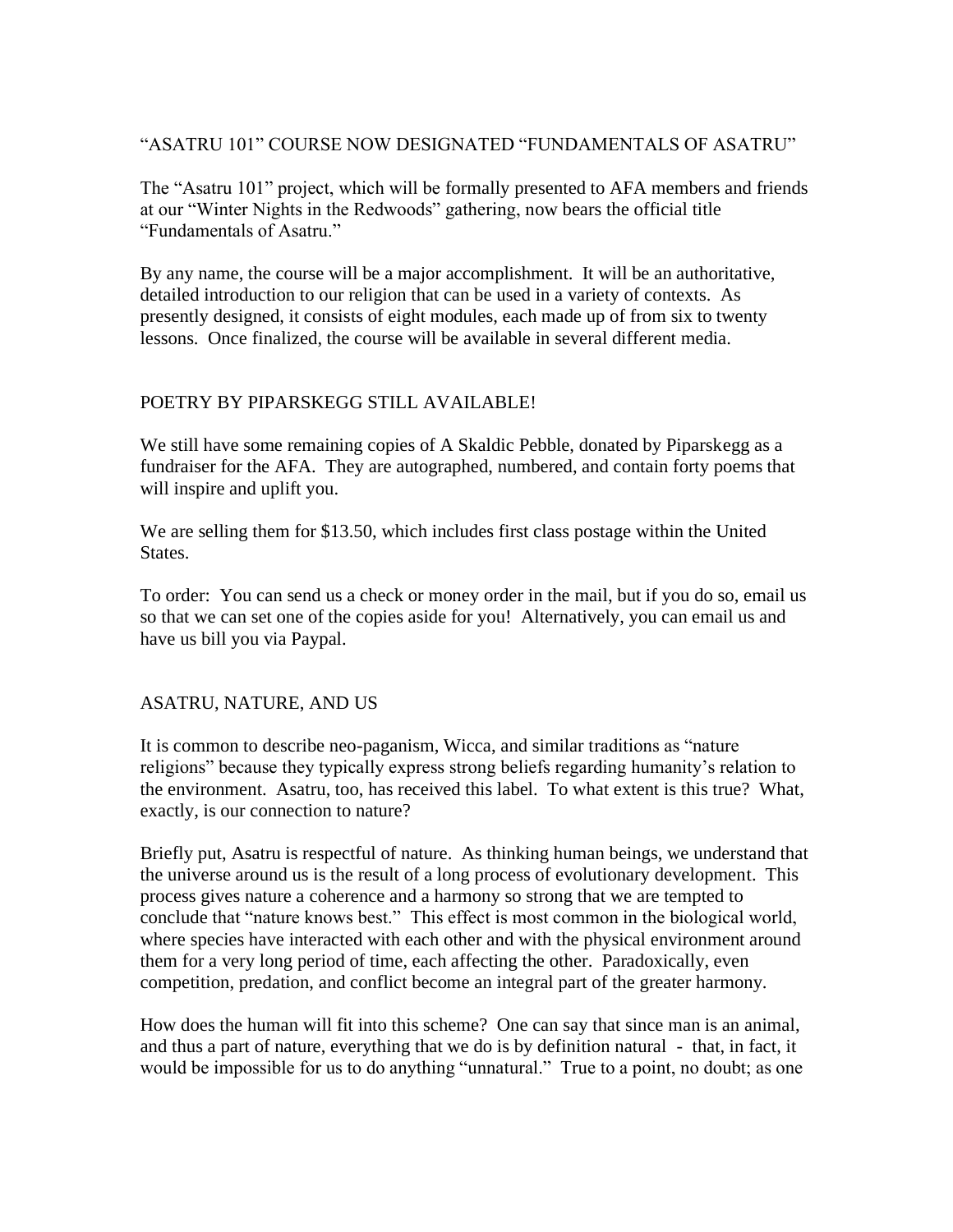## "ASATRU 101" COURSE NOW DESIGNATED "FUNDAMENTALS OF ASATRU"

The "Asatru 101" project, which will be formally presented to AFA members and friends at our "Winter Nights in the Redwoods" gathering, now bears the official title "Fundamentals of Asatru."

By any name, the course will be a major accomplishment. It will be an authoritative, detailed introduction to our religion that can be used in a variety of contexts. As presently designed, it consists of eight modules, each made up of from six to twenty lessons. Once finalized, the course will be available in several different media.

## POETRY BY PIPARSKEGG STILL AVAILABLE!

We still have some remaining copies of A Skaldic Pebble, donated by Piparskegg as a fundraiser for the AFA. They are autographed, numbered, and contain forty poems that will inspire and uplift you.

We are selling them for $13.50, which includes first class postage within the United States.

To order: You can send us a check or money order in the mail, but if you do so, email us so that we can set one of the copies aside for you! Alternatively, you can email us and have us bill you via Paypal.

## ASATRU, NATURE, AND US

It is common to describe neo-paganism, Wicca, and similar traditions as "nature religions" because they typically express strong beliefs regarding humanity's relation to the environment. Asatru, too, has received this label. To what extent is this true? What, exactly, is our connection to nature?

Briefly put, Asatru is respectful of nature. As thinking human beings, we understand that the universe around us is the result of a long process of evolutionary development. This process gives nature a coherence and a harmony so strong that we are tempted to conclude that "nature knows best." This effect is most common in the biological world, where species have interacted with each other and with the physical environment around them for a very long period of time, each affecting the other. Paradoxically, even competition, predation, and conflict become an integral part of the greater harmony.

How does the human will fit into this scheme? One can say that since man is an animal, and thus a part of nature, everything that we do is by definition natural - that, in fact, it would be impossible for us to do anything "unnatural." True to a point, no doubt; as one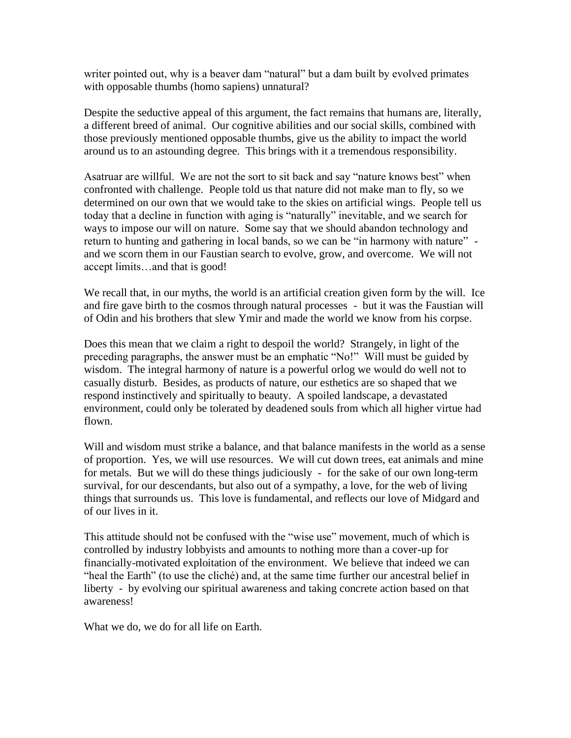writer pointed out, why is a beaver dam "natural" but a dam built by evolved primates with opposable thumbs (homo sapiens) unnatural?

Despite the seductive appeal of this argument, the fact remains that humans are, literally, a different breed of animal. Our cognitive abilities and our social skills, combined with those previously mentioned opposable thumbs, give us the ability to impact the world around us to an astounding degree. This brings with it a tremendous responsibility.

Asatruar are willful. We are not the sort to sit back and say "nature knows best" when confronted with challenge. People told us that nature did not make man to fly, so we determined on our own that we would take to the skies on artificial wings. People tell us today that a decline in function with aging is "naturally" inevitable, and we search for ways to impose our will on nature. Some say that we should abandon technology and return to hunting and gathering in local bands, so we can be "in harmony with nature" - and we scorn them in our Faustian search to evolve, grow, and overcome. We will not accept limits…and that is good!

We recall that, in our myths, the world is an artificial creation given form by the will. Ice and fire gave birth to the cosmos through natural processes - but it was the Faustian will of Odin and his brothers that slew Ymir and made the world we know from his corpse.

Does this mean that we claim a right to despoil the world? Strangely, in light of the preceding paragraphs, the answer must be an emphatic "No!" Will must be guided by wisdom. The integral harmony of nature is a powerful orlog we would do well not to casually disturb. Besides, as products of nature, our esthetics are so shaped that we respond instinctively and spiritually to beauty. A spoiled landscape, a devastated environment, could only be tolerated by deadened souls from which all higher virtue had flown.

Will and wisdom must strike a balance, and that balance manifests in the world as a sense of proportion. Yes, we will use resources. We will cut down trees, eat animals and mine for metals. But we will do these things judiciously - for the sake of our own long-term survival, for our descendants, but also out of a sympathy, a love, for the web of living things that surrounds us. This love is fundamental, and reflects our love of Midgard and of our lives in it.

This attitude should not be confused with the "wise use" movement, much of which is controlled by industry lobbyists and amounts to nothing more than a cover-up for financially-motivated exploitation of the environment. We believe that indeed we can "heal the Earth" (to use the cliché) and, at the same time further our ancestral belief in liberty - by evolving our spiritual awareness and taking concrete action based on that awareness!

What we do, we do for all life on Earth.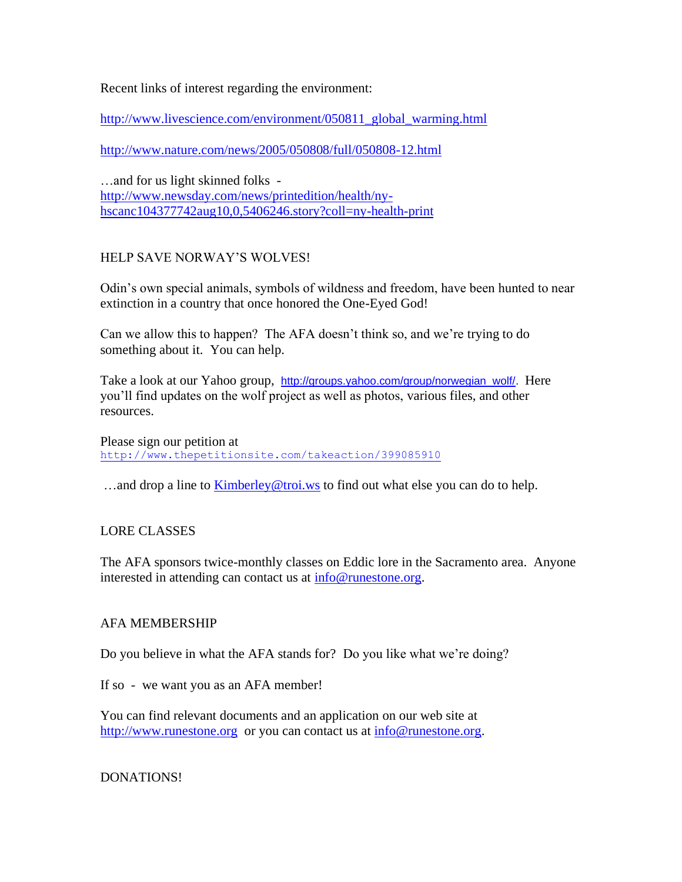Recent links of interest regarding the environment:

http://www.livescience.com/environment/050811_global_warming.html

http://www.nature.com/news/2005/050808/full/050808-12.html

…and for us light skinned folks - http://www.newsday.com/news/printedition/health/ny-hscanc104377742aug10,0,5406246.story?coll=ny-health-print

## HELP SAVE NORWAY'S WOLVES!

Odin's own special animals, symbols of wildness and freedom, have been hunted to near extinction in a country that once honored the One-Eyed God!

Can we allow this to happen? The AFA doesn't think so, and we're trying to do something about it. You can help.

Take a look at our Yahoo group, http://groups.yahoo.com/group/norwegian_wolf/. Here you'll find updates on the wolf project as well as photos, various files, and other resources.

Please sign our petition at http://www.thepetitionsite.com/takeaction/399085910

…and drop a line to Kimberley@troi.ws to find out what else you can do to help.

## LORE CLASSES

The AFA sponsors twice-monthly classes on Eddic lore in the Sacramento area. Anyone interested in attending can contact us at info@runestone.org.

## AFA MEMBERSHIP

Do you believe in what the AFA stands for? Do you like what we're doing?

If so - we want you as an AFA member!

You can find relevant documents and an application on our web site at http://www.runestone.org or you can contact us at info@runestone.org.

## DONATIONS!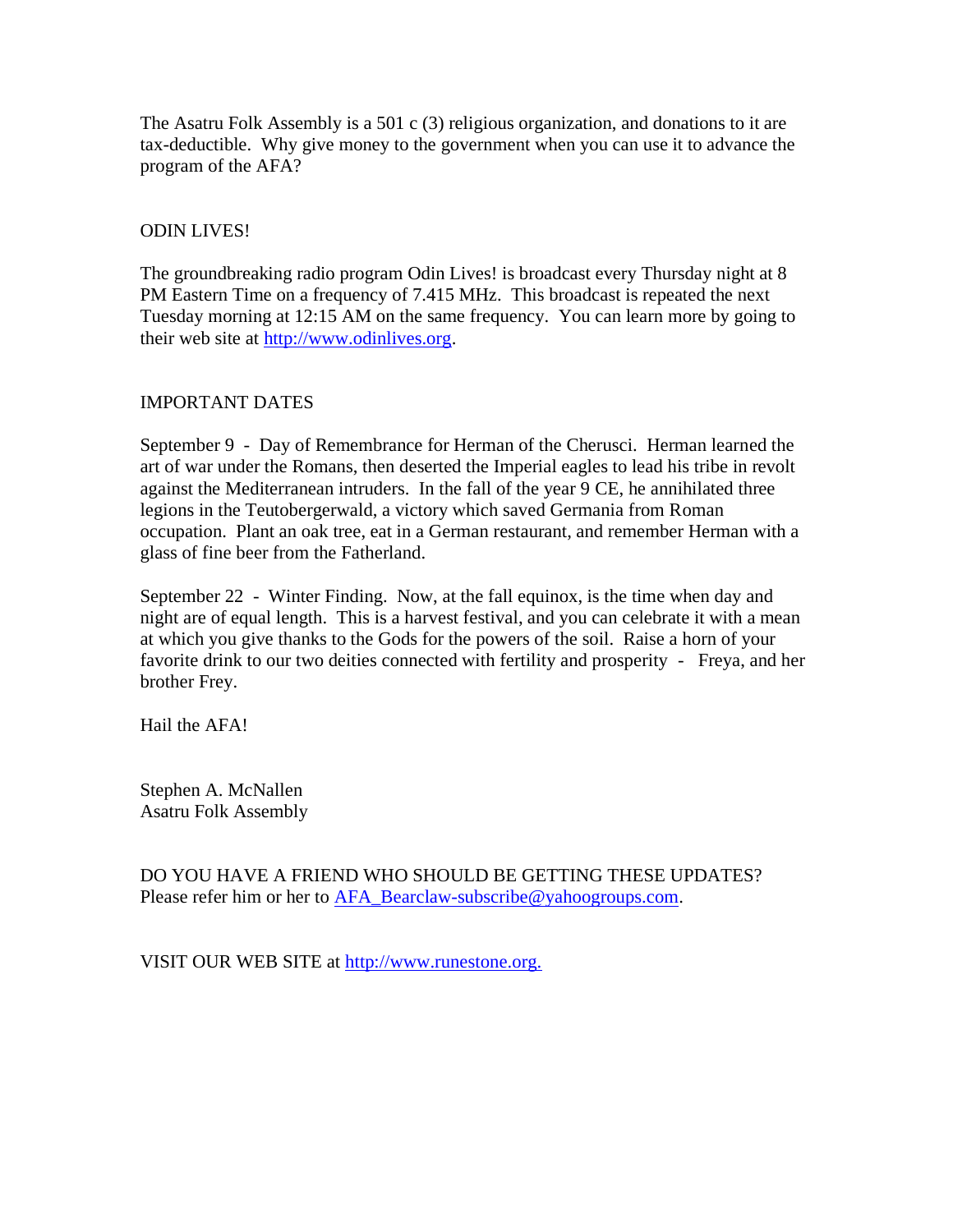The Asatru Folk Assembly is a 501 c (3) religious organization, and donations to it are tax-deductible. Why give money to the government when you can use it to advance the program of the AFA?

ODIN LIVES!

The groundbreaking radio program Odin Lives! is broadcast every Thursday night at 8 PM Eastern Time on a frequency of 7.415 MHz. This broadcast is repeated the next Tuesday morning at 12:15 AM on the same frequency. You can learn more by going to their web site at http://www.odinlives.org.

IMPORTANT DATES

September 9 - Day of Remembrance for Herman of the Cherusci. Herman learned the art of war under the Romans, then deserted the Imperial eagles to lead his tribe in revolt against the Mediterranean intruders. In the fall of the year 9 CE, he annihilated three legions in the Teutobergerwald, a victory which saved Germania from Roman occupation. Plant an oak tree, eat in a German restaurant, and remember Herman with a glass of fine beer from the Fatherland.

September 22 - Winter Finding. Now, at the fall equinox, is the time when day and night are of equal length. This is a harvest festival, and you can celebrate it with a mean at which you give thanks to the Gods for the powers of the soil. Raise a horn of your favorite drink to our two deities connected with fertility and prosperity - Freya, and her brother Frey.

Hail the AFA!

Stephen A. McNallen
Asatru Folk Assembly

DO YOU HAVE A FRIEND WHO SHOULD BE GETTING THESE UPDATES? Please refer him or her to AFA_Bearclaw-subscribe@yahoogroups.com.

VISIT OUR WEB SITE at http://www.runestone.org.